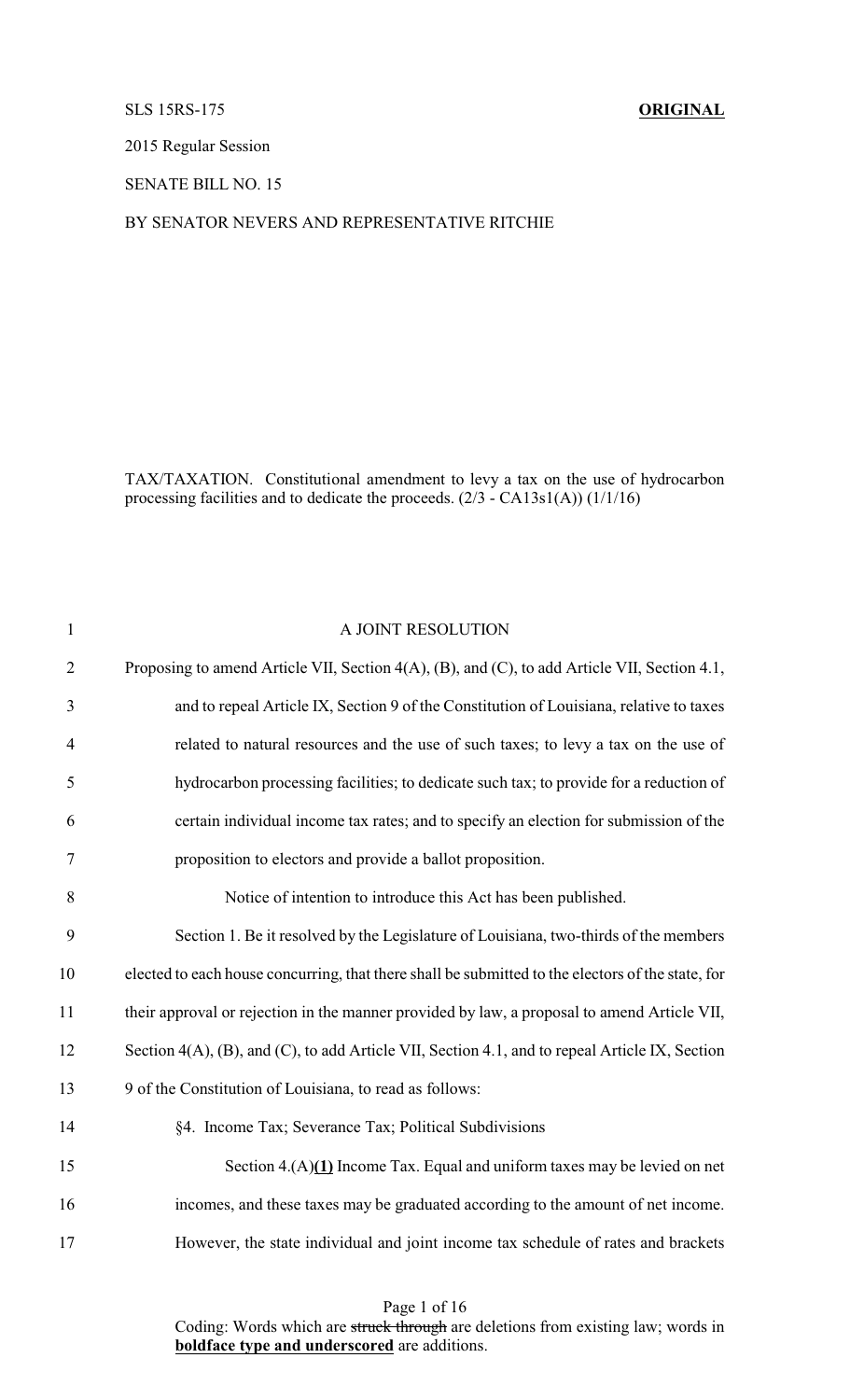SLS 15RS-175 **ORIGINAL**

2015 Regular Session

SENATE BILL NO. 15

BY SENATOR NEVERS AND REPRESENTATIVE RITCHIE

TAX/TAXATION. Constitutional amendment to levy a tax on the use of hydrocarbon processing facilities and to dedicate the proceeds. (2/3 - CA13s1(A)) (1/1/16)

1 A JOINT RESOLUTION

2 Proposing to amend Article VII, Section 4(A), (B), and (C), to add Article VII, Section 4.1,

3 and to repeal Article IX, Section 9 of the Constitution of Louisiana, relative to taxes

4 related to natural resources and the use of such taxes; to levy a tax on the use of

5 hydrocarbon processing facilities; to dedicate such tax; to provide for a reduction of

6 certain individual income tax rates; and to specify an election for submission of the

7 proposition to electors and provide a ballot proposition.

8 Notice of intention to introduce this Act has been published.

9 Section 1. Be it resolved by the Legislature of Louisiana, two-thirds of the members

10 elected to each house concurring, that there shall be submitted to the electors of the state, for

11 their approval or rejection in the manner provided by law, a proposal to amend Article VII,

12 Section 4(A), (B), and (C), to add Article VII, Section 4.1, and to repeal Article IX, Section

13 9 of the Constitution of Louisiana, to read as follows:

14 §4. Income Tax; Severance Tax; Political Subdivisions

15 Section 4.(A)**<u>(1)</u>** Income Tax. Equal and uniform taxes may be levied on net

16 incomes, and these taxes may be graduated according to the amount of net income.

17 However, the state individual and joint income tax schedule of rates and brackets

Coding: Words which are ~~struck through~~ are deletions from existing law; words in **<u>boldface type and underscored</u>** are additions.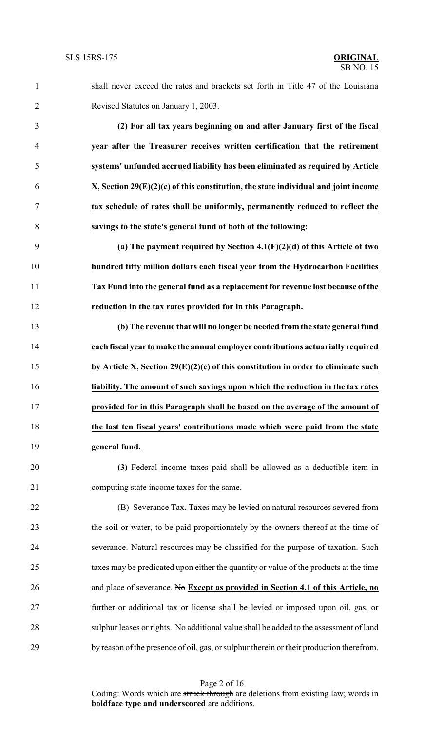shall never exceed the rates and brackets set forth in Title 47 of the Louisiana Revised Statutes on January 1, 2003.

**(2) For all tax years beginning on and after January first of the fiscal year after the Treasurer receives written certification that the retirement systems' unfunded accrued liability has been eliminated as required by Article X, Section 29(E)(2)(c) of this constitution, the state individual and joint income tax schedule of rates shall be uniformly, permanently reduced to reflect the savings to the state's general fund of both of the following:**

**(a) The payment required by Section 4.1(F)(2)(d) of this Article of two hundred fifty million dollars each fiscal year from the Hydrocarbon Facilities Tax Fund into the general fund as a replacement for revenue lost because of the reduction in the tax rates provided for in this Paragraph.**

**(b) The revenue that will no longer be needed from the state general fund each fiscal year to make the annual employer contributions actuarially required by Article X, Section 29(E)(2)(c) of this constitution in order to eliminate such liability. The amount of such savings upon which the reduction in the tax rates provided for in this Paragraph shall be based on the average of the amount of the last ten fiscal years' contributions made which were paid from the state general fund.**

**(3)** Federal income taxes paid shall be allowed as a deductible item in computing state income taxes for the same.

(B) Severance Tax. Taxes may be levied on natural resources severed from the soil or water, to be paid proportionately by the owners thereof at the time of severance. Natural resources may be classified for the purpose of taxation. Such taxes may be predicated upon either the quantity or value of the products at the time and place of severance. ~~No~~ **Except as provided in Section 4.1 of this Article, no** further or additional tax or license shall be levied or imposed upon oil, gas, or sulphur leases or rights. No additional value shall be added to the assessment of land by reason of the presence of oil, gas, or sulphur therein or their production therefrom.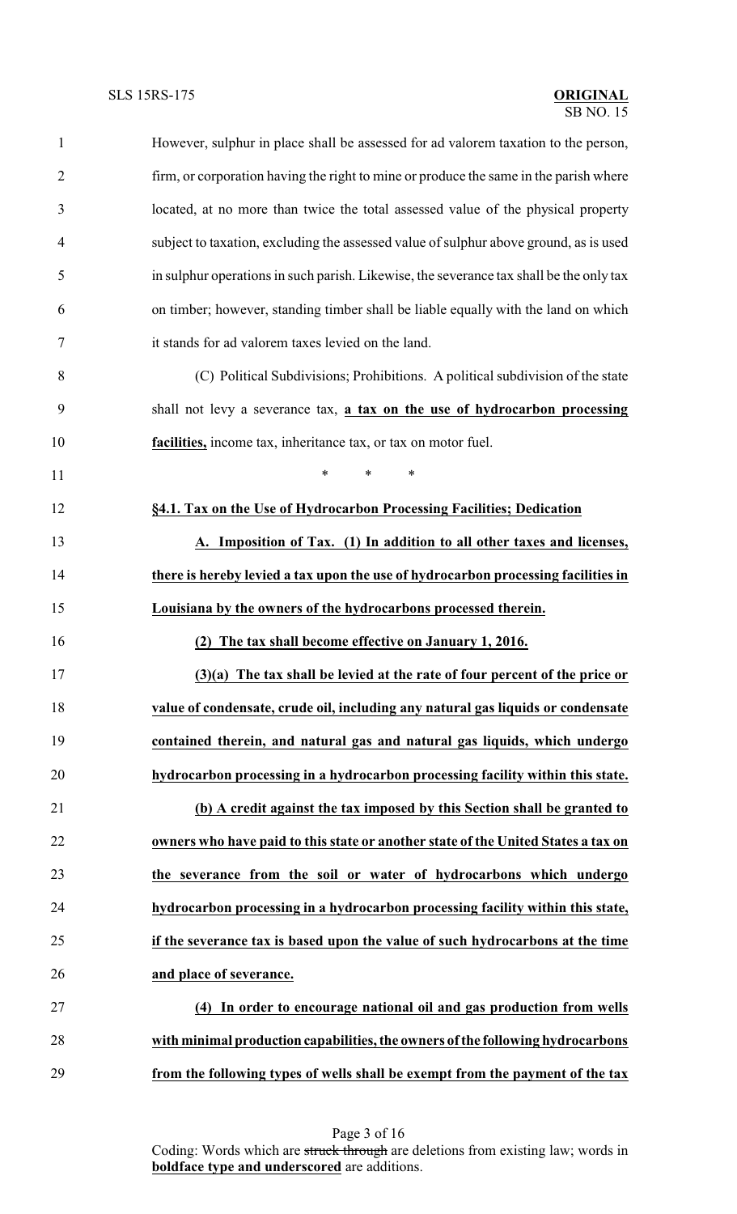However, sulphur in place shall be assessed for ad valorem taxation to the person, firm, or corporation having the right to mine or produce the same in the parish where located, at no more than twice the total assessed value of the physical property subject to taxation, excluding the assessed value of sulphur above ground, as is used in sulphur operations in such parish. Likewise, the severance tax shall be the only tax on timber; however, standing timber shall be liable equally with the land on which it stands for ad valorem taxes levied on the land.

(C) Political Subdivisions; Prohibitions. A political subdivision of the state shall not levy a severance tax, **a tax on the use of hydrocarbon processing facilities,** income tax, inheritance tax, or tax on motor fuel.

\* \* \*

**§4.1. Tax on the Use of Hydrocarbon Processing Facilities; Dedication**

**A. Imposition of Tax. (1) In addition to all other taxes and licenses, there is hereby levied a tax upon the use of hydrocarbon processing facilities in Louisiana by the owners of the hydrocarbons processed therein.**

**(2) The tax shall become effective on January 1, 2016.**

**(3)(a) The tax shall be levied at the rate of four percent of the price or value of condensate, crude oil, including any natural gas liquids or condensate contained therein, and natural gas and natural gas liquids, which undergo hydrocarbon processing in a hydrocarbon processing facility within this state.**

**(b) A credit against the tax imposed by this Section shall be granted to owners who have paid to this state or another state of the United States a tax on the severance from the soil or water of hydrocarbons which undergo hydrocarbon processing in a hydrocarbon processing facility within this state, if the severance tax is based upon the value of such hydrocarbons at the time and place of severance.**

**(4) In order to encourage national oil and gas production from wells with minimal production capabilities, the owners of the following hydrocarbons from the following types of wells shall be exempt from the payment of the tax**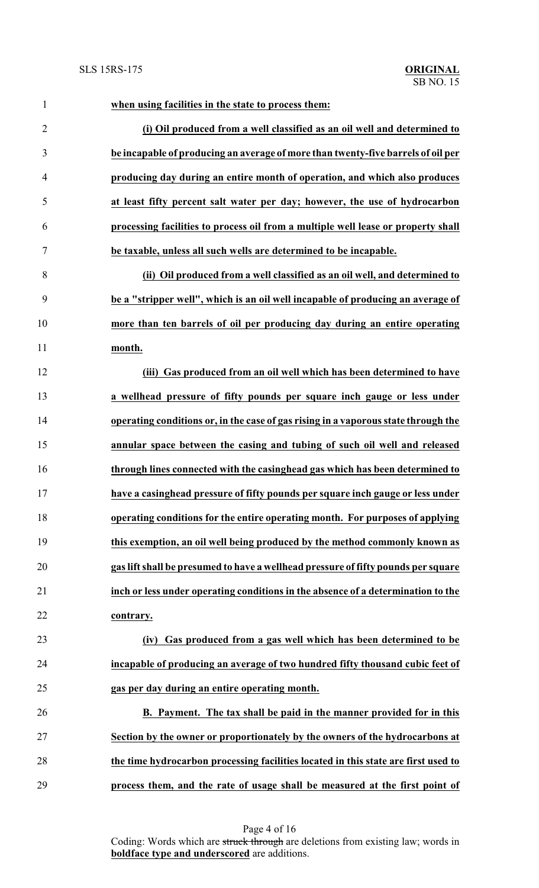**when using facilities in the state to process them:**

**(i) Oil produced from a well classified as an oil well and determined to be incapable of producing an average of more than twenty-five barrels of oil per producing day during an entire month of operation, and which also produces at least fifty percent salt water per day; however, the use of hydrocarbon processing facilities to process oil from a multiple well lease or property shall be taxable, unless all such wells are determined to be incapable.**

**(ii) Oil produced from a well classified as an oil well, and determined to be a "stripper well", which is an oil well incapable of producing an average of more than ten barrels of oil per producing day during an entire operating month.**

**(iii) Gas produced from an oil well which has been determined to have a wellhead pressure of fifty pounds per square inch gauge or less under operating conditions or, in the case of gas rising in a vaporous state through the annular space between the casing and tubing of such oil well and released through lines connected with the casinghead gas which has been determined to have a casinghead pressure of fifty pounds per square inch gauge or less under operating conditions for the entire operating month. For purposes of applying this exemption, an oil well being produced by the method commonly known as gas lift shall be presumed to have a wellhead pressure of fifty pounds per square inch or less under operating conditions in the absence of a determination to the contrary.**

**(iv) Gas produced from a gas well which has been determined to be incapable of producing an average of two hundred fifty thousand cubic feet of gas per day during an entire operating month.**

**B. Payment. The tax shall be paid in the manner provided for in this Section by the owner or proportionately by the owners of the hydrocarbons at the time hydrocarbon processing facilities located in this state are first used to process them, and the rate of usage shall be measured at the first point of**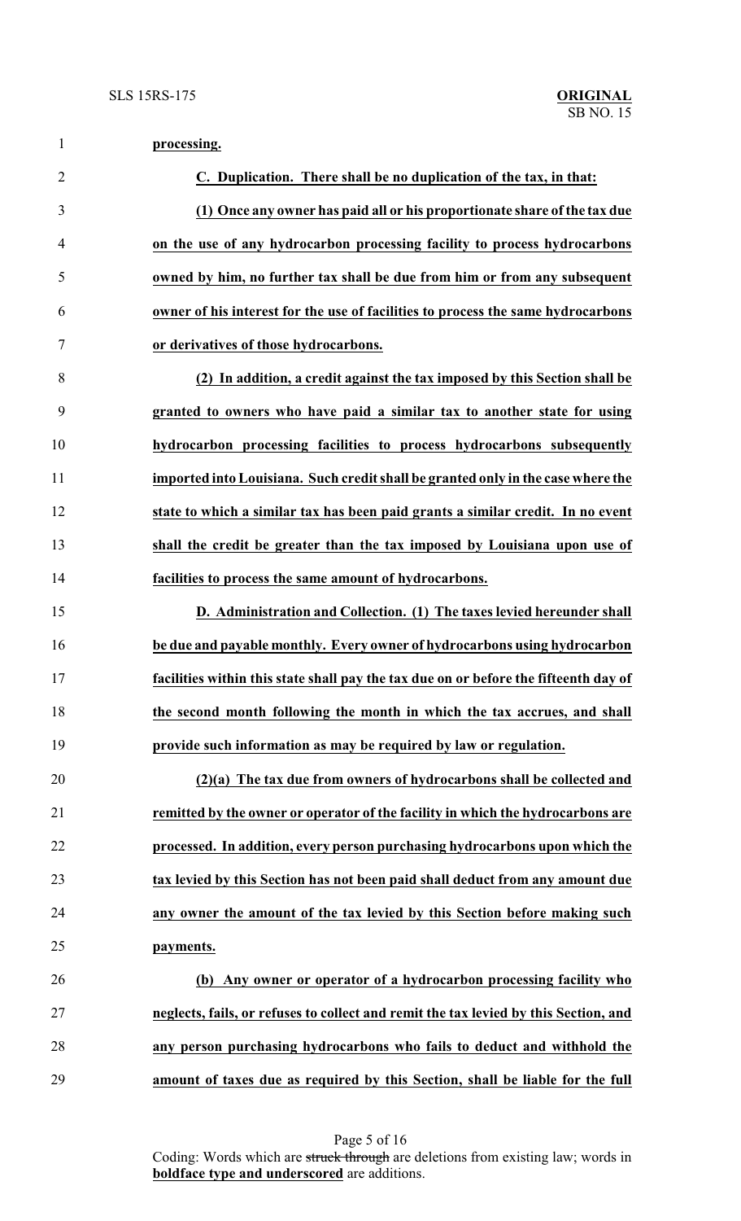**processing.**

**C. Duplication. There shall be no duplication of the tax, in that:**

**(1) Once any owner has paid all or his proportionate share of the tax due on the use of any hydrocarbon processing facility to process hydrocarbons owned by him, no further tax shall be due from him or from any subsequent owner of his interest for the use of facilities to process the same hydrocarbons or derivatives of those hydrocarbons.**

**(2) In addition, a credit against the tax imposed by this Section shall be granted to owners who have paid a similar tax to another state for using hydrocarbon processing facilities to process hydrocarbons subsequently imported into Louisiana. Such credit shall be granted only in the case where the state to which a similar tax has been paid grants a similar credit. In no event shall the credit be greater than the tax imposed by Louisiana upon use of facilities to process the same amount of hydrocarbons.**

**D. Administration and Collection. (1) The taxes levied hereunder shall be due and payable monthly. Every owner of hydrocarbons using hydrocarbon facilities within this state shall pay the tax due on or before the fifteenth day of the second month following the month in which the tax accrues, and shall provide such information as may be required by law or regulation.**

**(2)(a) The tax due from owners of hydrocarbons shall be collected and remitted by the owner or operator of the facility in which the hydrocarbons are processed. In addition, every person purchasing hydrocarbons upon which the tax levied by this Section has not been paid shall deduct from any amount due any owner the amount of the tax levied by this Section before making such payments.**

**(b) Any owner or operator of a hydrocarbon processing facility who neglects, fails, or refuses to collect and remit the tax levied by this Section, and any person purchasing hydrocarbons who fails to deduct and withhold the amount of taxes due as required by this Section, shall be liable for the full**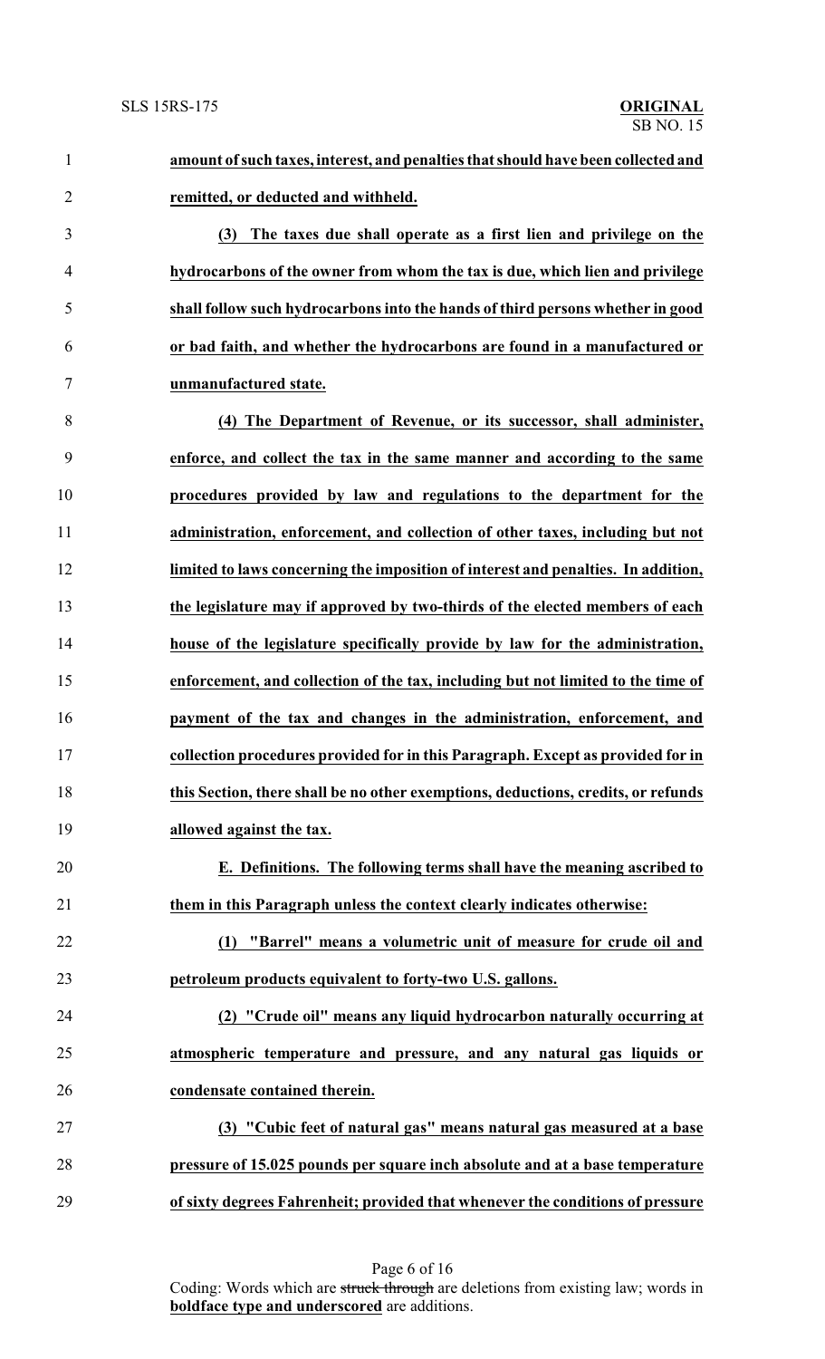**amount of such taxes, interest, and penalties that should have been collected and remitted, or deducted and withheld.**

**(3) The taxes due shall operate as a first lien and privilege on the hydrocarbons of the owner from whom the tax is due, which lien and privilege shall follow such hydrocarbons into the hands of third persons whether in good or bad faith, and whether the hydrocarbons are found in a manufactured or unmanufactured state.**

**(4) The Department of Revenue, or its successor, shall administer, enforce, and collect the tax in the same manner and according to the same procedures provided by law and regulations to the department for the administration, enforcement, and collection of other taxes, including but not limited to laws concerning the imposition of interest and penalties. In addition, the legislature may if approved by two-thirds of the elected members of each house of the legislature specifically provide by law for the administration, enforcement, and collection of the tax, including but not limited to the time of payment of the tax and changes in the administration, enforcement, and collection procedures provided for in this Paragraph. Except as provided for in this Section, there shall be no other exemptions, deductions, credits, or refunds allowed against the tax.**

**E. Definitions. The following terms shall have the meaning ascribed to them in this Paragraph unless the context clearly indicates otherwise:**

**(1) "Barrel" means a volumetric unit of measure for crude oil and petroleum products equivalent to forty-two U.S. gallons.**

**(2) "Crude oil" means any liquid hydrocarbon naturally occurring at atmospheric temperature and pressure, and any natural gas liquids or condensate contained therein.**

**(3) "Cubic feet of natural gas" means natural gas measured at a base pressure of 15.025 pounds per square inch absolute and at a base temperature of sixty degrees Fahrenheit; provided that whenever the conditions of pressure**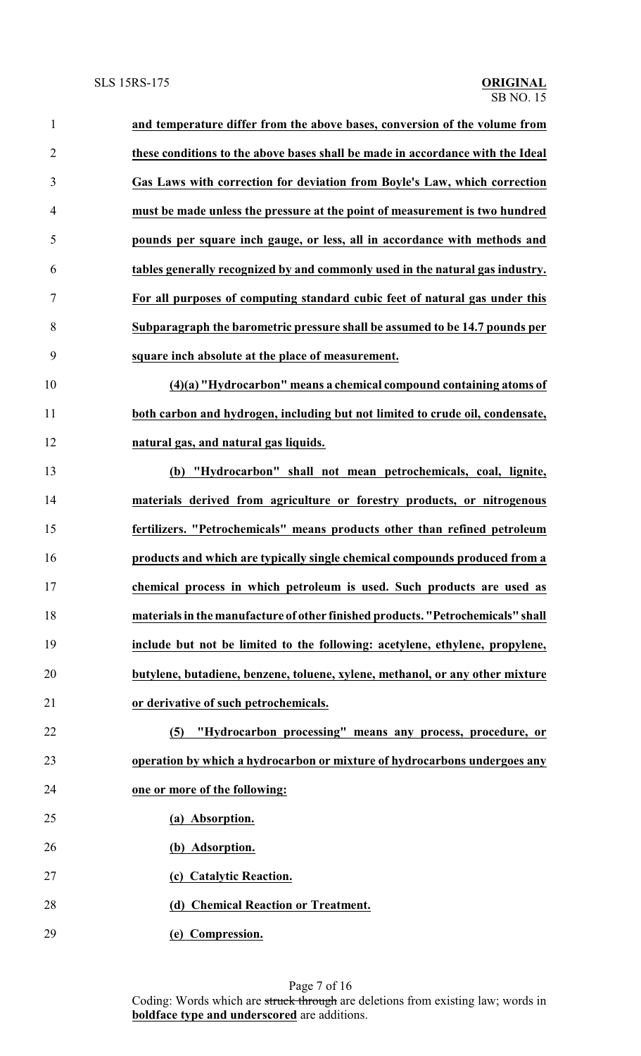**and temperature differ from the above bases, conversion of the volume from these conditions to the above bases shall be made in accordance with the Ideal Gas Laws with correction for deviation from Boyle's Law, which correction must be made unless the pressure at the point of measurement is two hundred pounds per square inch gauge, or less, all in accordance with methods and tables generally recognized by and commonly used in the natural gas industry. For all purposes of computing standard cubic feet of natural gas under this Subparagraph the barometric pressure shall be assumed to be 14.7 pounds per square inch absolute at the place of measurement.**

**(4)(a) "Hydrocarbon" means a chemical compound containing atoms of both carbon and hydrogen, including but not limited to crude oil, condensate, natural gas, and natural gas liquids.**

**(b) "Hydrocarbon" shall not mean petrochemicals, coal, lignite, materials derived from agriculture or forestry products, or nitrogenous fertilizers. "Petrochemicals" means products other than refined petroleum products and which are typically single chemical compounds produced from a chemical process in which petroleum is used. Such products are used as materials in the manufacture of other finished products. "Petrochemicals" shall include but not be limited to the following: acetylene, ethylene, propylene, butylene, butadiene, benzene, toluene, xylene, methanol, or any other mixture or derivative of such petrochemicals.**

**(5) "Hydrocarbon processing" means any process, procedure, or operation by which a hydrocarbon or mixture of hydrocarbons undergoes any one or more of the following:**

**(a) Absorption.**

**(b) Adsorption.**

**(c) Catalytic Reaction.**

**(d) Chemical Reaction or Treatment.**

**(e) Compression.**

Coding: Words which are struck through are deletions from existing law; words in **boldface type and underscored** are additions.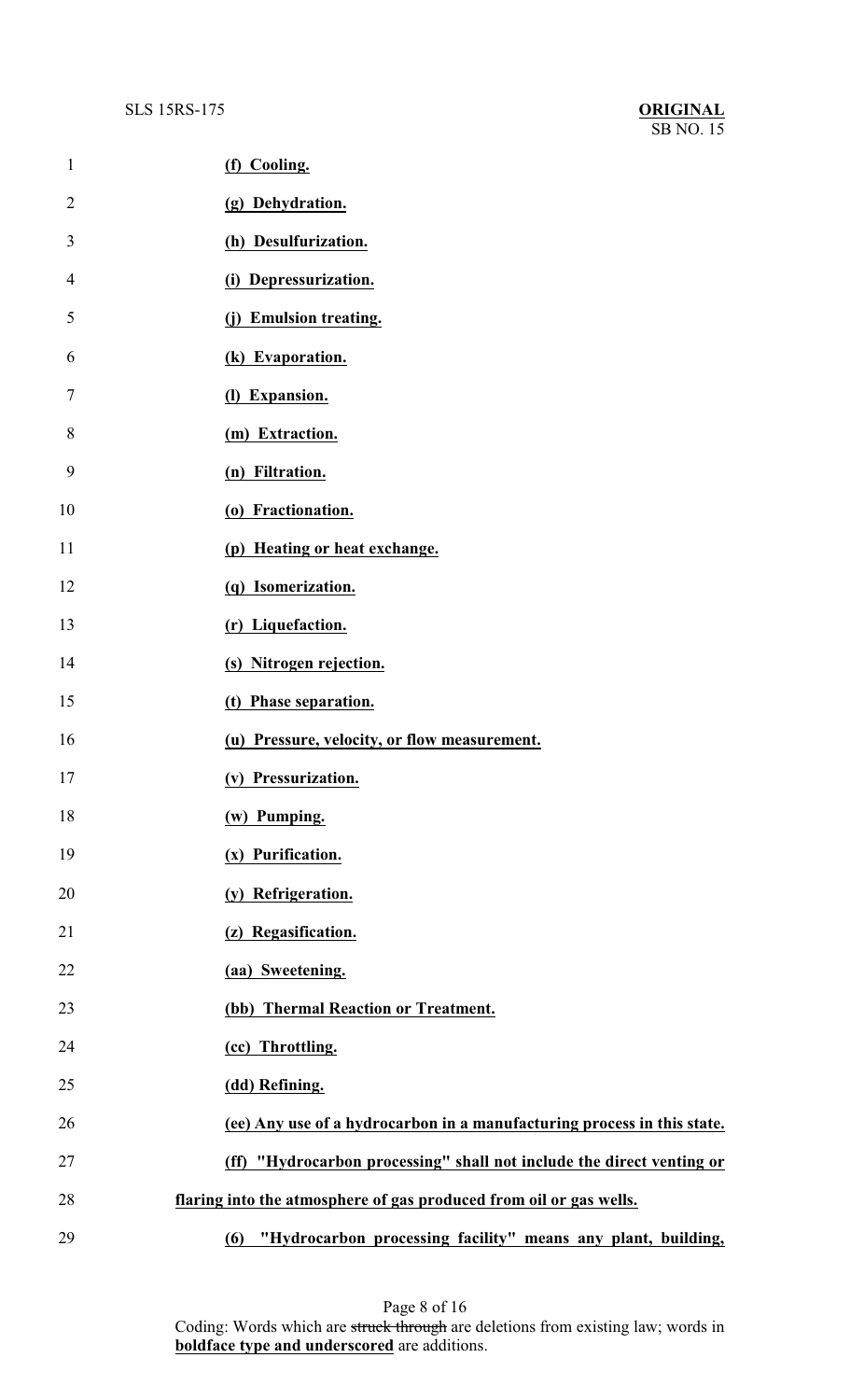**(f) Cooling.**

**(g) Dehydration.**

**(h) Desulfurization.**

**(i) Depressurization.**

**(j) Emulsion treating.**

**(k) Evaporation.**

**(l) Expansion.**

**(m) Extraction.**

**(n) Filtration.**

**(o) Fractionation.**

**(p) Heating or heat exchange.**

**(q) Isomerization.**

**(r) Liquefaction.**

**(s) Nitrogen rejection.**

**(t) Phase separation.**

**(u) Pressure, velocity, or flow measurement.**

**(v) Pressurization.**

**(w) Pumping.**

**(x) Purification.**

**(y) Refrigeration.**

**(z) Regasification.**

**(aa) Sweetening.**

**(bb) Thermal Reaction or Treatment.**

**(cc) Throttling.**

**(dd) Refining.**

**(ee) Any use of a hydrocarbon in a manufacturing process in this state.**

**(ff) "Hydrocarbon processing" shall not include the direct venting or flaring into the atmosphere of gas produced from oil or gas wells.**

**(6) "Hydrocarbon processing facility" means any plant, building,**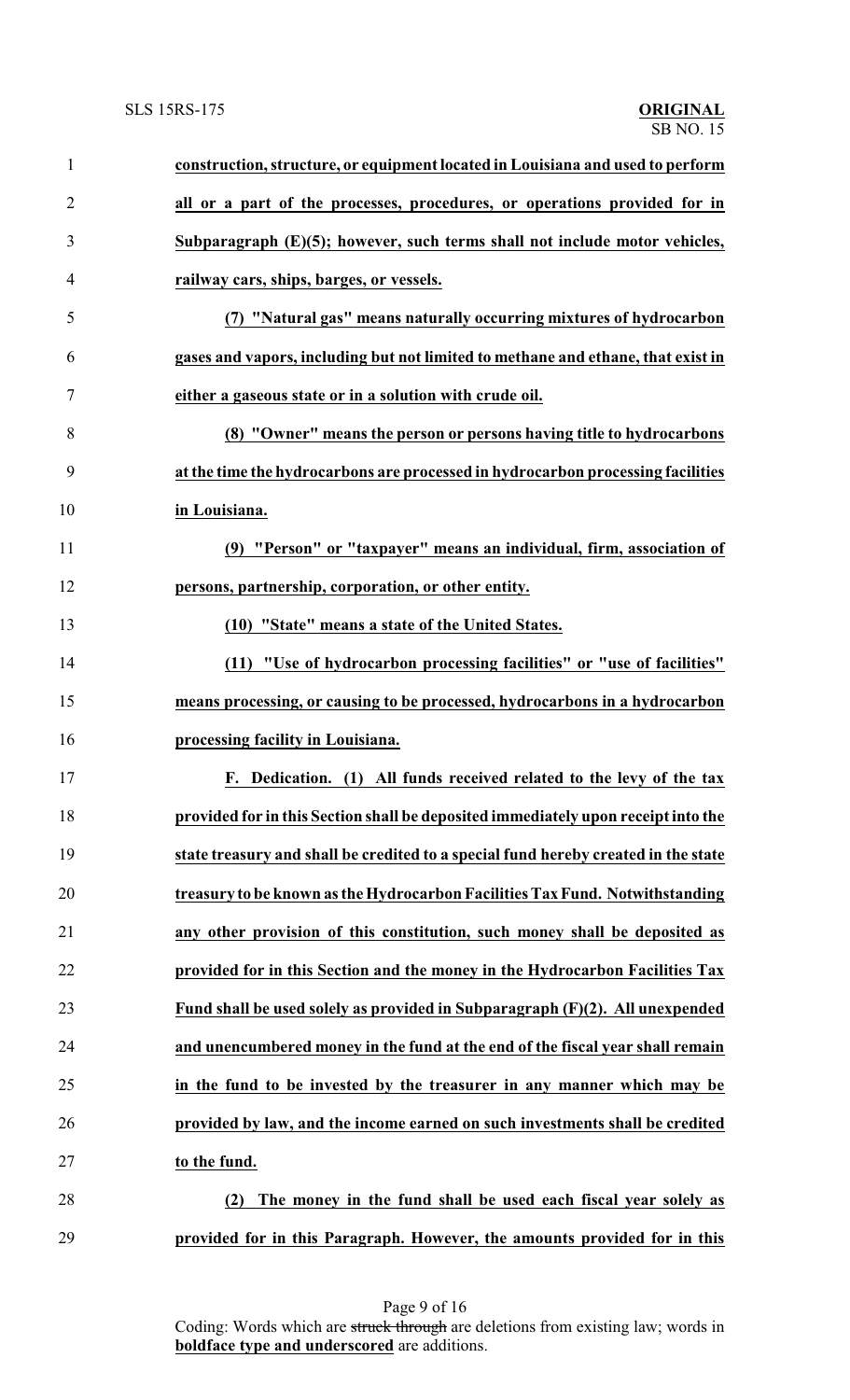**construction, structure, or equipment located in Louisiana and used to perform all or a part of the processes, procedures, or operations provided for in Subparagraph (E)(5); however, such terms shall not include motor vehicles, railway cars, ships, barges, or vessels.**

**(7) "Natural gas" means naturally occurring mixtures of hydrocarbon gases and vapors, including but not limited to methane and ethane, that exist in either a gaseous state or in a solution with crude oil.**

**(8) "Owner" means the person or persons having title to hydrocarbons at the time the hydrocarbons are processed in hydrocarbon processing facilities in Louisiana.**

**(9) "Person" or "taxpayer" means an individual, firm, association of persons, partnership, corporation, or other entity.**

**(10) "State" means a state of the United States.**

**(11) "Use of hydrocarbon processing facilities" or "use of facilities" means processing, or causing to be processed, hydrocarbons in a hydrocarbon processing facility in Louisiana.**

**F. Dedication. (1) All funds received related to the levy of the tax provided for in this Section shall be deposited immediately upon receipt into the state treasury and shall be credited to a special fund hereby created in the state treasury to be known as the Hydrocarbon Facilities Tax Fund. Notwithstanding any other provision of this constitution, such money shall be deposited as provided for in this Section and the money in the Hydrocarbon Facilities Tax Fund shall be used solely as provided in Subparagraph (F)(2). All unexpended and unencumbered money in the fund at the end of the fiscal year shall remain in the fund to be invested by the treasurer in any manner which may be provided by law, and the income earned on such investments shall be credited to the fund.**

**(2) The money in the fund shall be used each fiscal year solely as provided for in this Paragraph. However, the amounts provided for in this**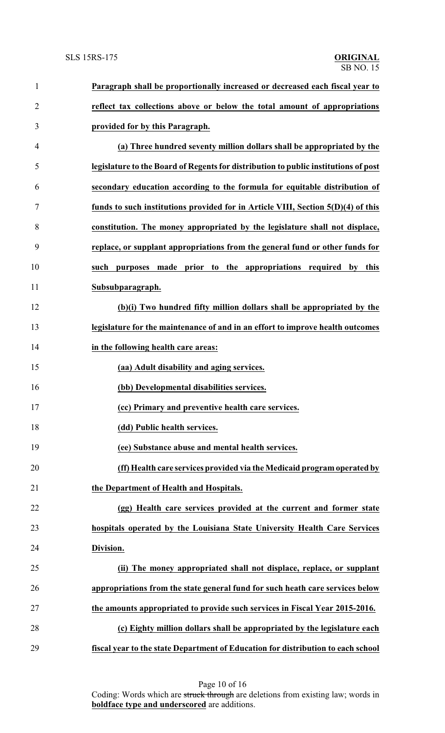**Paragraph shall be proportionally increased or decreased each fiscal year to reflect tax collections above or below the total amount of appropriations provided for by this Paragraph.**

**(a) Three hundred seventy million dollars shall be appropriated by the legislature to the Board of Regents for distribution to public institutions of post secondary education according to the formula for equitable distribution of funds to such institutions provided for in Article VIII, Section 5(D)(4) of this constitution. The money appropriated by the legislature shall not displace, replace, or supplant appropriations from the general fund or other funds for such purposes made prior to the appropriations required by this Subsubparagraph.**

**(b)(i) Two hundred fifty million dollars shall be appropriated by the legislature for the maintenance of and in an effort to improve health outcomes in the following health care areas:**

**(aa) Adult disability and aging services.**

**(bb) Developmental disabilities services.**

**(cc) Primary and preventive health care services.**

**(dd) Public health services.**

**(ee) Substance abuse and mental health services.**

**(ff) Health care services provided via the Medicaid program operated by the Department of Health and Hospitals.**

**(gg) Health care services provided at the current and former state hospitals operated by the Louisiana State University Health Care Services Division.**

**(ii) The money appropriated shall not displace, replace, or supplant appropriations from the state general fund for such heath care services below the amounts appropriated to provide such services in Fiscal Year 2015-2016.**

**(c) Eighty million dollars shall be appropriated by the legislature each fiscal year to the state Department of Education for distribution to each school**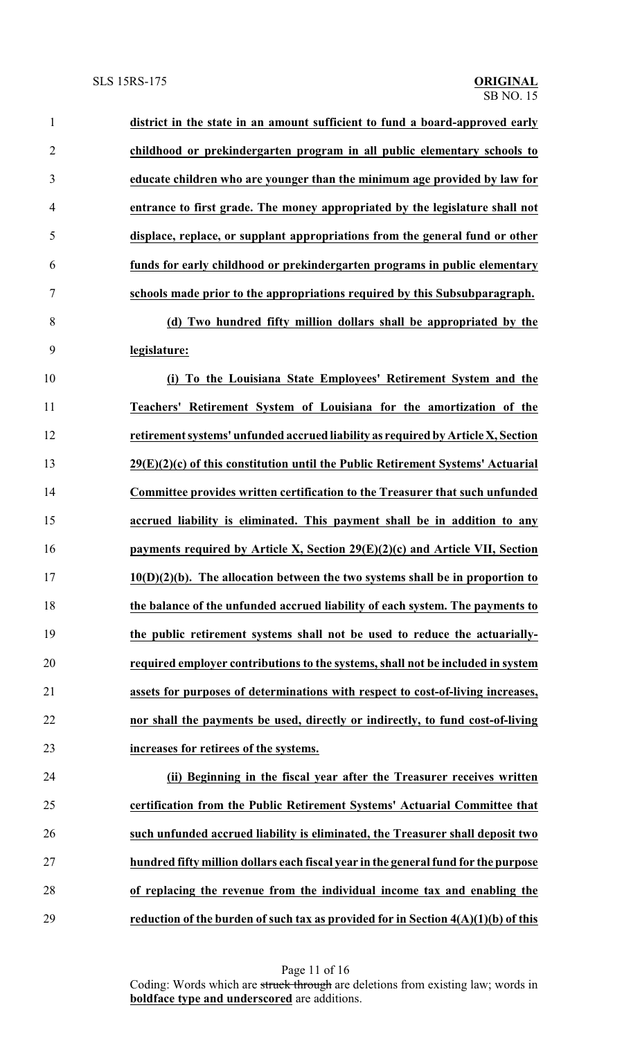**district in the state in an amount sufficient to fund a board-approved early childhood or prekindergarten program in all public elementary schools to educate children who are younger than the minimum age provided by law for entrance to first grade. The money appropriated by the legislature shall not displace, replace, or supplant appropriations from the general fund or other funds for early childhood or prekindergarten programs in public elementary schools made prior to the appropriations required by this Subsubparagraph.**

**(d) Two hundred fifty million dollars shall be appropriated by the legislature:**

**(i) To the Louisiana State Employees' Retirement System and the Teachers' Retirement System of Louisiana for the amortization of the retirement systems' unfunded accrued liability as required by Article X, Section 29(E)(2)(c) of this constitution until the Public Retirement Systems' Actuarial Committee provides written certification to the Treasurer that such unfunded accrued liability is eliminated. This payment shall be in addition to any payments required by Article X, Section 29(E)(2)(c) and Article VII, Section 10(D)(2)(b). The allocation between the two systems shall be in proportion to the balance of the unfunded accrued liability of each system. The payments to the public retirement systems shall not be used to reduce the actuarially-required employer contributions to the systems, shall not be included in system assets for purposes of determinations with respect to cost-of-living increases, nor shall the payments be used, directly or indirectly, to fund cost-of-living increases for retirees of the systems.**

**(ii) Beginning in the fiscal year after the Treasurer receives written certification from the Public Retirement Systems' Actuarial Committee that such unfunded accrued liability is eliminated, the Treasurer shall deposit two hundred fifty million dollars each fiscal year in the general fund for the purpose of replacing the revenue from the individual income tax and enabling the reduction of the burden of such tax as provided for in Section 4(A)(1)(b) of this**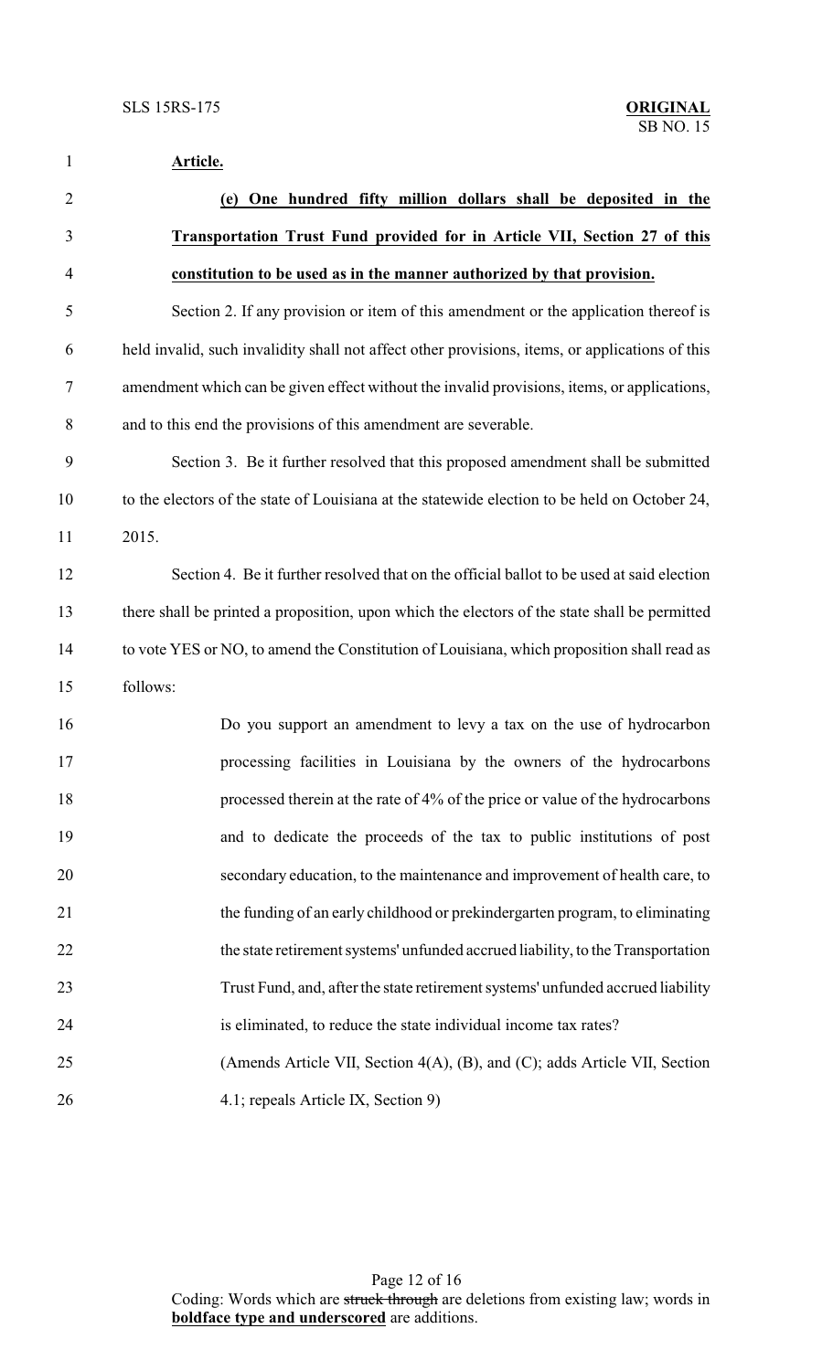**Article.**

**(e) One hundred fifty million dollars shall be deposited in the Transportation Trust Fund provided for in Article VII, Section 27 of this constitution to be used as in the manner authorized by that provision.**

Section 2. If any provision or item of this amendment or the application thereof is held invalid, such invalidity shall not affect other provisions, items, or applications of this amendment which can be given effect without the invalid provisions, items, or applications, and to this end the provisions of this amendment are severable.

Section 3. Be it further resolved that this proposed amendment shall be submitted to the electors of the state of Louisiana at the statewide election to be held on October 24, 2015.

Section 4. Be it further resolved that on the official ballot to be used at said election there shall be printed a proposition, upon which the electors of the state shall be permitted to vote YES or NO, to amend the Constitution of Louisiana, which proposition shall read as follows:

> Do you support an amendment to levy a tax on the use of hydrocarbon processing facilities in Louisiana by the owners of the hydrocarbons processed therein at the rate of 4% of the price or value of the hydrocarbons and to dedicate the proceeds of the tax to public institutions of post secondary education, to the maintenance and improvement of health care, to the funding of an early childhood or prekindergarten program, to eliminating the state retirement systems' unfunded accrued liability, to the Transportation Trust Fund, and, after the state retirement systems' unfunded accrued liability is eliminated, to reduce the state individual income tax rates?
>
> (Amends Article VII, Section 4(A), (B), and (C); adds Article VII, Section 4.1; repeals Article IX, Section 9)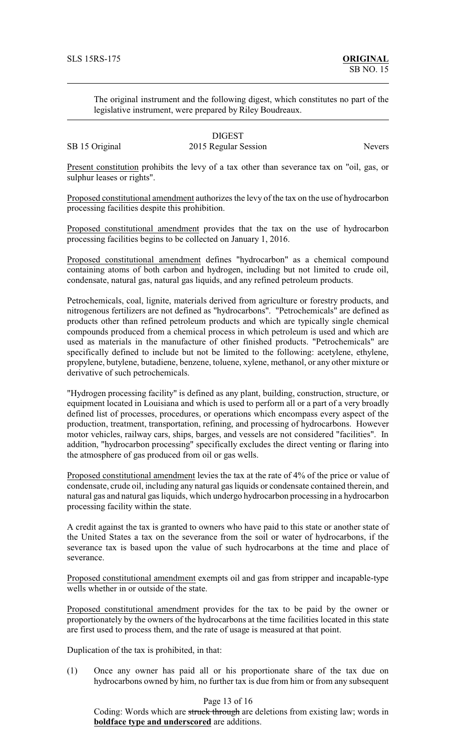SLS 15RS-175 **ORIGINAL**
SB NO. 15

The original instrument and the following digest, which constitutes no part of the legislative instrument, were prepared by Riley Boudreaux.

DIGEST

SB 15 Original 2015 Regular Session Nevers

Present constitution prohibits the levy of a tax other than severance tax on "oil, gas, or sulphur leases or rights".

Proposed constitutional amendment authorizes the levy of the tax on the use of hydrocarbon processing facilities despite this prohibition.

Proposed constitutional amendment provides that the tax on the use of hydrocarbon processing facilities begins to be collected on January 1, 2016.

Proposed constitutional amendment defines "hydrocarbon" as a chemical compound containing atoms of both carbon and hydrogen, including but not limited to crude oil, condensate, natural gas, natural gas liquids, and any refined petroleum products.

Petrochemicals, coal, lignite, materials derived from agriculture or forestry products, and nitrogenous fertilizers are not defined as "hydrocarbons". "Petrochemicals" are defined as products other than refined petroleum products and which are typically single chemical compounds produced from a chemical process in which petroleum is used and which are used as materials in the manufacture of other finished products. "Petrochemicals" are specifically defined to include but not be limited to the following: acetylene, ethylene, propylene, butylene, butadiene, benzene, toluene, xylene, methanol, or any other mixture or derivative of such petrochemicals.

"Hydrogen processing facility" is defined as any plant, building, construction, structure, or equipment located in Louisiana and which is used to perform all or a part of a very broadly defined list of processes, procedures, or operations which encompass every aspect of the production, treatment, transportation, refining, and processing of hydrocarbons. However motor vehicles, railway cars, ships, barges, and vessels are not considered "facilities". In addition, "hydrocarbon processing" specifically excludes the direct venting or flaring into the atmosphere of gas produced from oil or gas wells.

Proposed constitutional amendment levies the tax at the rate of 4% of the price or value of condensate, crude oil, including any natural gas liquids or condensate contained therein, and natural gas and natural gas liquids, which undergo hydrocarbon processing in a hydrocarbon processing facility within the state.

A credit against the tax is granted to owners who have paid to this state or another state of the United States a tax on the severance from the soil or water of hydrocarbons, if the severance tax is based upon the value of such hydrocarbons at the time and place of severance.

Proposed constitutional amendment exempts oil and gas from stripper and incapable-type wells whether in or outside of the state.

Proposed constitutional amendment provides for the tax to be paid by the owner or proportionately by the owners of the hydrocarbons at the time facilities located in this state are first used to process them, and the rate of usage is measured at that point.

Duplication of the tax is prohibited, in that:

(1) Once any owner has paid all or his proportionate share of the tax due on hydrocarbons owned by him, no further tax is due from him or from any subsequent

Coding: Words which are ~~struck through~~ are deletions from existing law; words in **boldface type and underscored** are additions.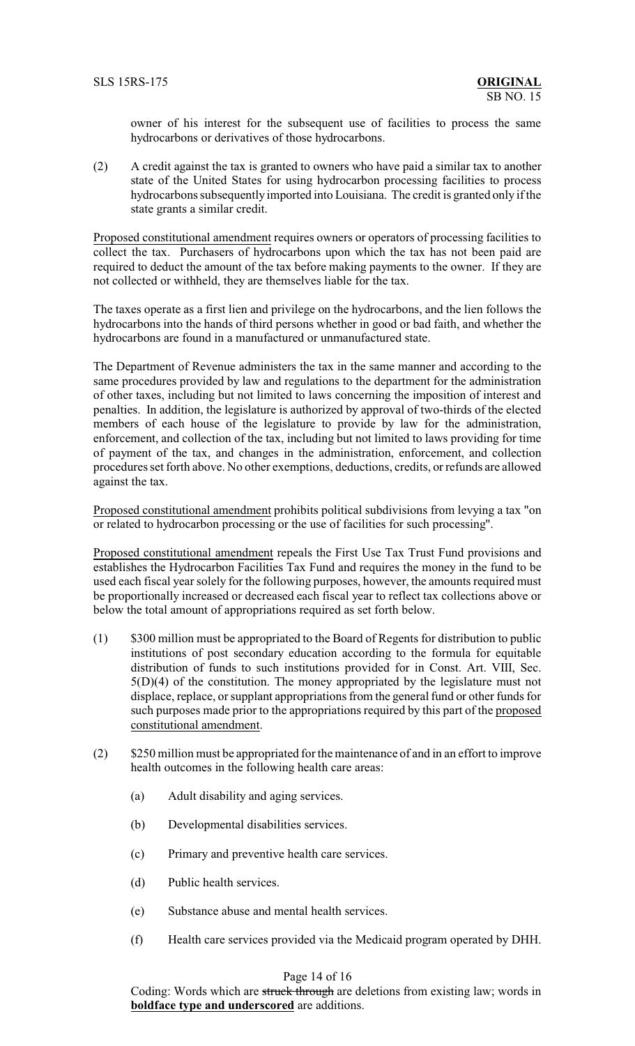owner of his interest for the subsequent use of facilities to process the same hydrocarbons or derivatives of those hydrocarbons.

(2) A credit against the tax is granted to owners who have paid a similar tax to another state of the United States for using hydrocarbon processing facilities to process hydrocarbons subsequently imported into Louisiana. The credit is granted only if the state grants a similar credit.

Proposed constitutional amendment requires owners or operators of processing facilities to collect the tax. Purchasers of hydrocarbons upon which the tax has not been paid are required to deduct the amount of the tax before making payments to the owner. If they are not collected or withheld, they are themselves liable for the tax.

The taxes operate as a first lien and privilege on the hydrocarbons, and the lien follows the hydrocarbons into the hands of third persons whether in good or bad faith, and whether the hydrocarbons are found in a manufactured or unmanufactured state.

The Department of Revenue administers the tax in the same manner and according to the same procedures provided by law and regulations to the department for the administration of other taxes, including but not limited to laws concerning the imposition of interest and penalties. In addition, the legislature is authorized by approval of two-thirds of the elected members of each house of the legislature to provide by law for the administration, enforcement, and collection of the tax, including but not limited to laws providing for time of payment of the tax, and changes in the administration, enforcement, and collection procedures set forth above. No other exemptions, deductions, credits, or refunds are allowed against the tax.

Proposed constitutional amendment prohibits political subdivisions from levying a tax "on or related to hydrocarbon processing or the use of facilities for such processing".

Proposed constitutional amendment repeals the First Use Tax Trust Fund provisions and establishes the Hydrocarbon Facilities Tax Fund and requires the money in the fund to be used each fiscal year solely for the following purposes, however, the amounts required must be proportionally increased or decreased each fiscal year to reflect tax collections above or below the total amount of appropriations required as set forth below.

(1) $300 million must be appropriated to the Board of Regents for distribution to public institutions of post secondary education according to the formula for equitable distribution of funds to such institutions provided for in Const. Art. VIII, Sec. 5(D)(4) of the constitution. The money appropriated by the legislature must not displace, replace, or supplant appropriations from the general fund or other funds for such purposes made prior to the appropriations required by this part of the proposed constitutional amendment.

(2) $250 million must be appropriated for the maintenance of and in an effort to improve health outcomes in the following health care areas:

(a) Adult disability and aging services.

(b) Developmental disabilities services.

(c) Primary and preventive health care services.

(d) Public health services.

(e) Substance abuse and mental health services.

(f) Health care services provided via the Medicaid program operated by DHH.

Coding: Words which are ~~struck through~~ are deletions from existing law; words in **boldface type and underscored** are additions.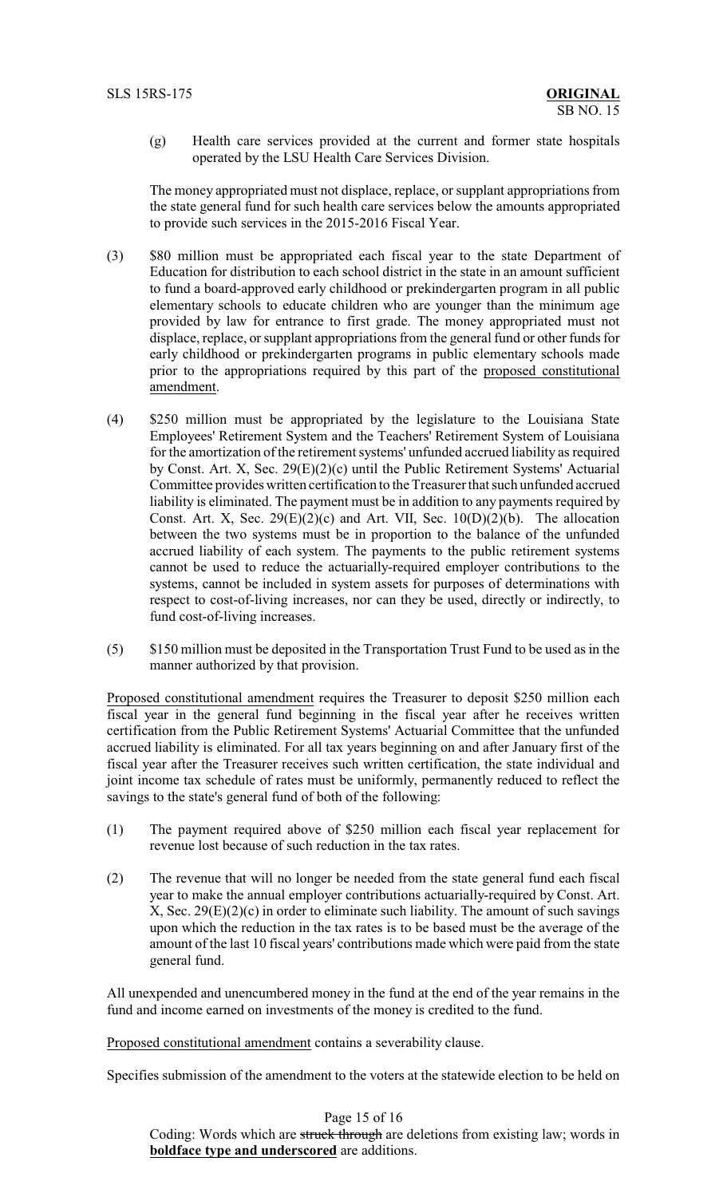(g) Health care services provided at the current and former state hospitals operated by the LSU Health Care Services Division.

The money appropriated must not displace, replace, or supplant appropriations from the state general fund for such health care services below the amounts appropriated to provide such services in the 2015-2016 Fiscal Year.

(3) $80 million must be appropriated each fiscal year to the state Department of Education for distribution to each school district in the state in an amount sufficient to fund a board-approved early childhood or prekindergarten program in all public elementary schools to educate children who are younger than the minimum age provided by law for entrance to first grade. The money appropriated must not displace, replace, or supplant appropriations from the general fund or other funds for early childhood or prekindergarten programs in public elementary schools made prior to the appropriations required by this part of the proposed constitutional amendment.

(4) $250 million must be appropriated by the legislature to the Louisiana State Employees' Retirement System and the Teachers' Retirement System of Louisiana for the amortization of the retirement systems' unfunded accrued liability as required by Const. Art. X, Sec. 29(E)(2)(c) until the Public Retirement Systems' Actuarial Committee provides written certification to the Treasurer that such unfunded accrued liability is eliminated. The payment must be in addition to any payments required by Const. Art. X, Sec. 29(E)(2)(c) and Art. VII, Sec. 10(D)(2)(b). The allocation between the two systems must be in proportion to the balance of the unfunded accrued liability of each system. The payments to the public retirement systems cannot be used to reduce the actuarially-required employer contributions to the systems, cannot be included in system assets for purposes of determinations with respect to cost-of-living increases, nor can they be used, directly or indirectly, to fund cost-of-living increases.

(5) $150 million must be deposited in the Transportation Trust Fund to be used as in the manner authorized by that provision.

Proposed constitutional amendment requires the Treasurer to deposit $250 million each fiscal year in the general fund beginning in the fiscal year after he receives written certification from the Public Retirement Systems' Actuarial Committee that the unfunded accrued liability is eliminated. For all tax years beginning on and after January first of the fiscal year after the Treasurer receives such written certification, the state individual and joint income tax schedule of rates must be uniformly, permanently reduced to reflect the savings to the state's general fund of both of the following:

(1) The payment required above of $250 million each fiscal year replacement for revenue lost because of such reduction in the tax rates.

(2) The revenue that will no longer be needed from the state general fund each fiscal year to make the annual employer contributions actuarially-required by Const. Art. X, Sec. 29(E)(2)(c) in order to eliminate such liability. The amount of such savings upon which the reduction in the tax rates is to be based must be the average of the amount of the last 10 fiscal years' contributions made which were paid from the state general fund.

All unexpended and unencumbered money in the fund at the end of the year remains in the fund and income earned on investments of the money is credited to the fund.

Proposed constitutional amendment contains a severability clause.

Specifies submission of the amendment to the voters at the statewide election to be held on

Coding: Words which are ~~struck through~~ are deletions from existing law; words in **boldface type and underscored** are additions.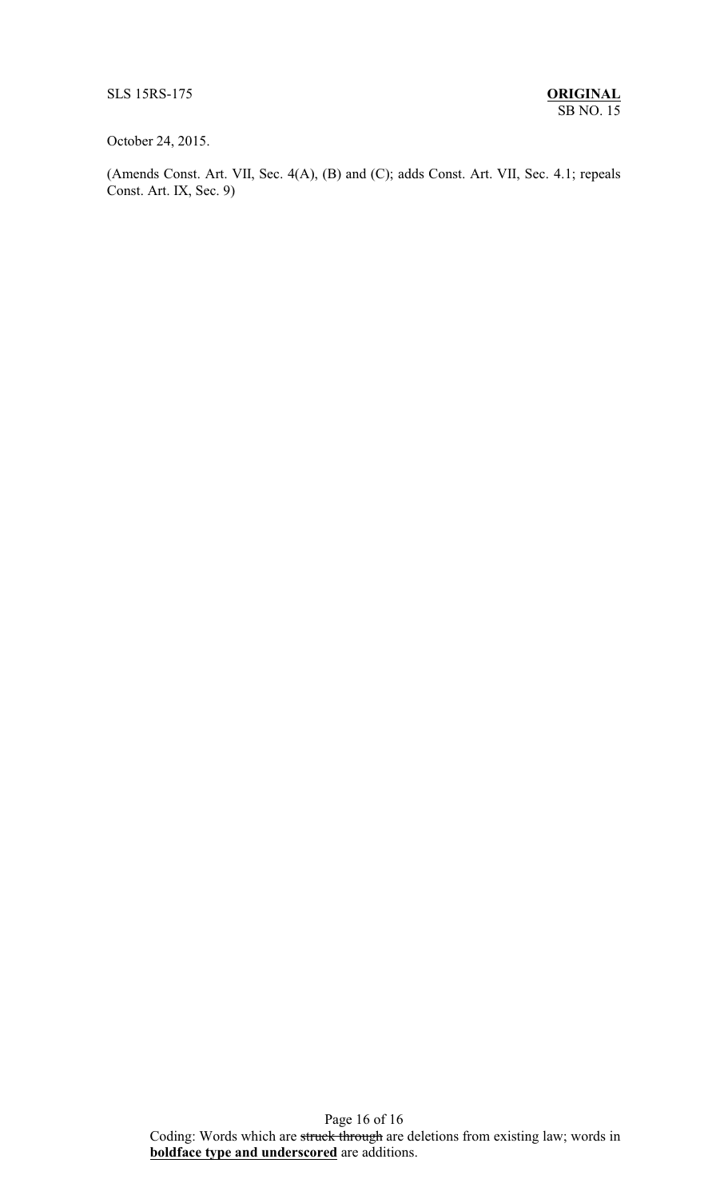October 24, 2015.

(Amends Const. Art. VII, Sec. 4(A), (B) and (C); adds Const. Art. VII, Sec. 4.1; repeals Const. Art. IX, Sec. 9)